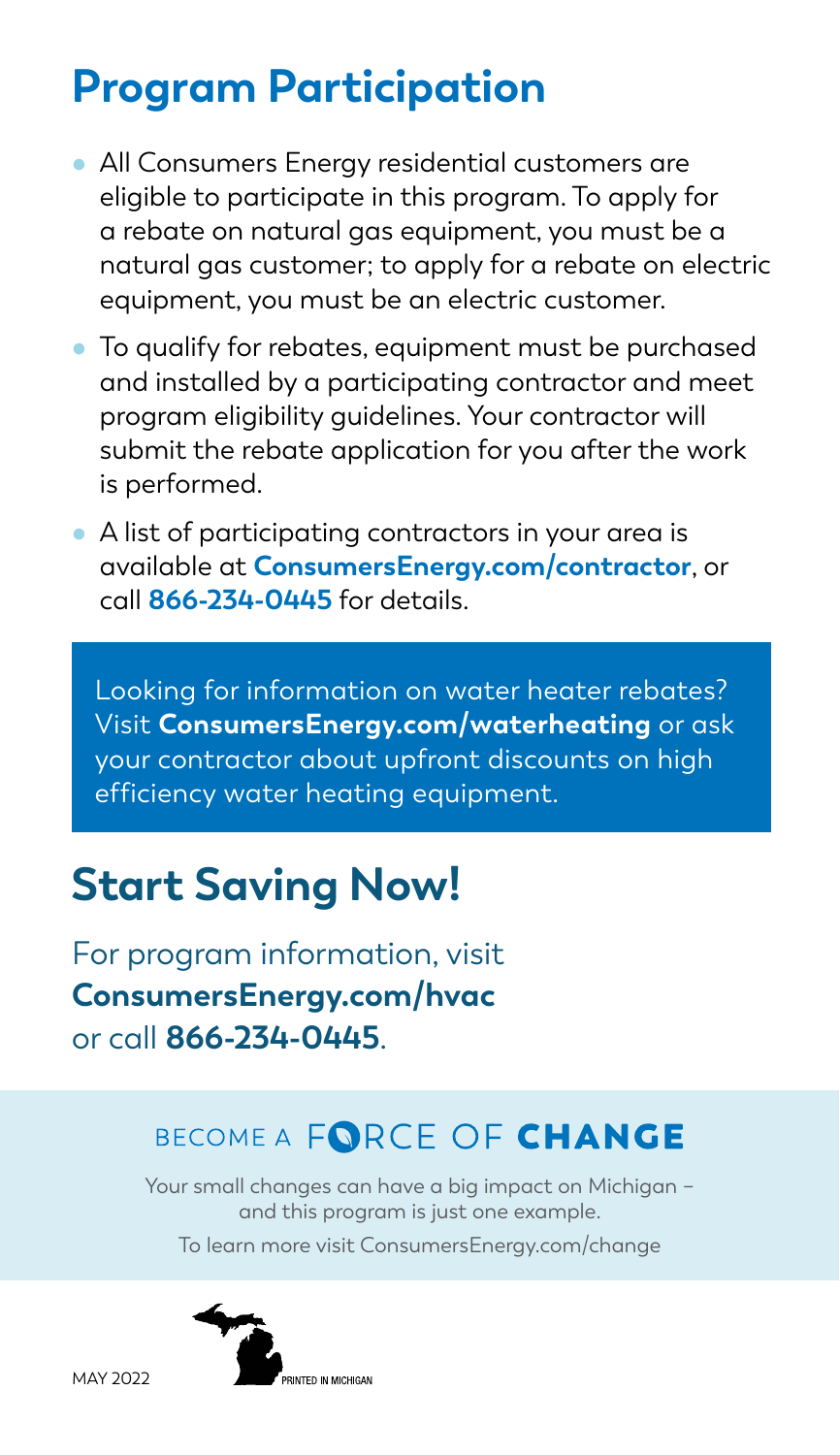# Program Participation

- All Consumers Energy residential customers are eligible to participate in this program. To apply for a rebate on natural gas equipment, you must be a natural gas customer; to apply for a rebate on electric equipment, you must be an electric customer.
- To qualify for rebates, equipment must be purchased and installed by a participating contractor and meet program eligibility guidelines. Your contractor will submit the rebate application for you after the work is performed.
- A list of participating contractors in your area is available at **ConsumersEnergy.com/contractor**, or call **866-234-0445** for details.

Looking for information on water heater rebates? Visit **ConsumersEnergy.com/waterheating** or ask your contractor about upfront discounts on high efficiency water heating equipment.

# Start Saving Now!

For program information, visit **ConsumersEnergy.com/hvac** or call **866-234-0445**.

## BECOME A FORCE OF **CHANGE**

Your small changes can have a big impact on Michigan – and this program is just one example.

To learn more visit ConsumersEnergy.com/change

MAY 2022

PRINTED IN MICHIGAN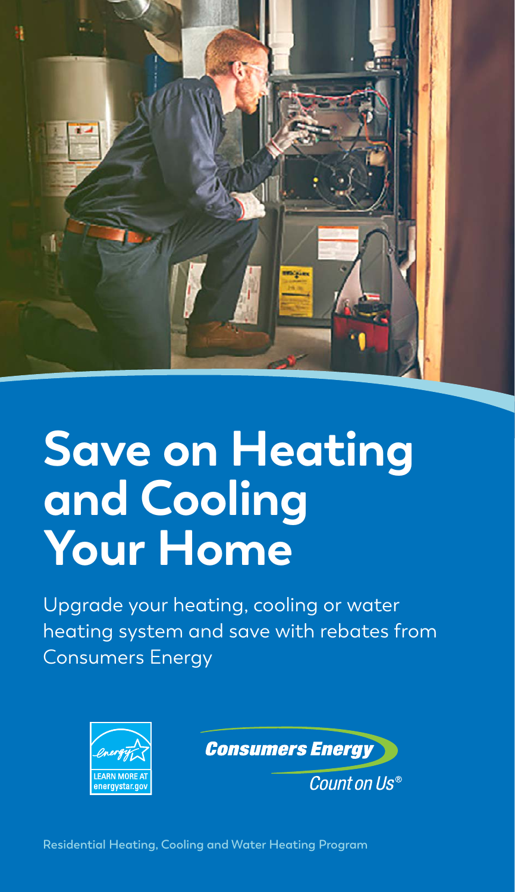# Save on Heating and Cooling Your Home

Upgrade your heating, cooling or water heating system and save with rebates from Consumers Energy

LEARN MORE AT energystar.gov

Consumers Energy

Count on Us®

Residential Heating, Cooling and Water Heating Program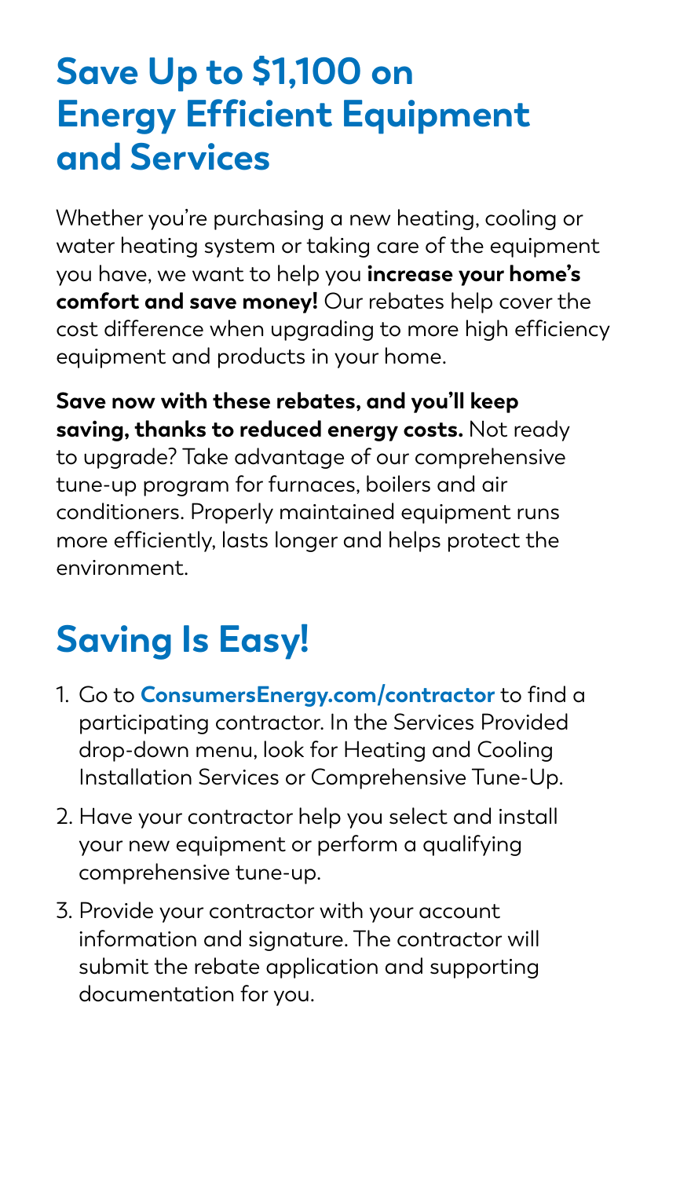# Save Up to $1,100 on Energy Efficient Equipment and Services

Whether you're purchasing a new heating, cooling or water heating system or taking care of the equipment you have, we want to help you **increase your home's comfort and save money!** Our rebates help cover the cost difference when upgrading to more high efficiency equipment and products in your home.

**Save now with these rebates, and you'll keep saving, thanks to reduced energy costs.** Not ready to upgrade? Take advantage of our comprehensive tune-up program for furnaces, boilers and air conditioners. Properly maintained equipment runs more efficiently, lasts longer and helps protect the environment.

# Saving Is Easy!

1. Go to **ConsumersEnergy.com/contractor** to find a participating contractor. In the Services Provided drop-down menu, look for Heating and Cooling Installation Services or Comprehensive Tune-Up.
2. Have your contractor help you select and install your new equipment or perform a qualifying comprehensive tune-up.
3. Provide your contractor with your account information and signature. The contractor will submit the rebate application and supporting documentation for you.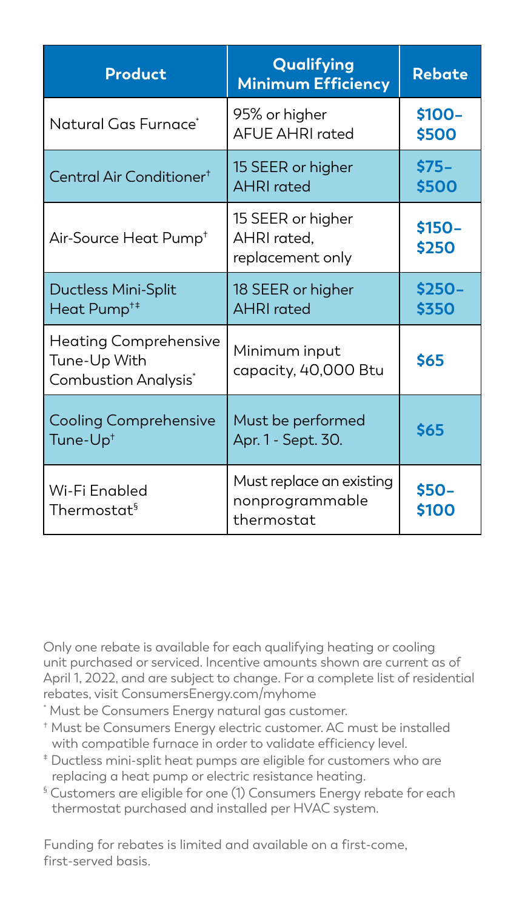| Product | Qualifying Minimum Efficiency | Rebate |
|---|---|---|
| Natural Gas Furnace* | 95% or higher AFUE AHRI rated | **$100–$500** |
| Central Air Conditioner† | 15 SEER or higher AHRI rated | **$75–$500** |
| Air-Source Heat Pump† | 15 SEER or higher AHRI rated, replacement only | **$150–$250** |
| Ductless Mini-Split Heat Pump†‡ | 18 SEER or higher AHRI rated | **$250–$350** |
| Heating Comprehensive Tune-Up With Combustion Analysis* | Minimum input capacity, 40,000 Btu | **$65** |
| Cooling Comprehensive Tune-Up† | Must be performed Apr. 1 - Sept. 30. | **$65** |
| Wi-Fi Enabled Thermostat§ | Must replace an existing nonprogrammable thermostat | **$50–$100** |

Only one rebate is available for each qualifying heating or cooling unit purchased or serviced. Incentive amounts shown are current as of April 1, 2022, and are subject to change. For a complete list of residential rebates, visit ConsumersEnergy.com/myhome

* Must be Consumers Energy natural gas customer.

† Must be Consumers Energy electric customer. AC must be installed with compatible furnace in order to validate efficiency level.

‡ Ductless mini-split heat pumps are eligible for customers who are replacing a heat pump or electric resistance heating.

§ Customers are eligible for one (1) Consumers Energy rebate for each thermostat purchased and installed per HVAC system.

Funding for rebates is limited and available on a first-come, first-served basis.